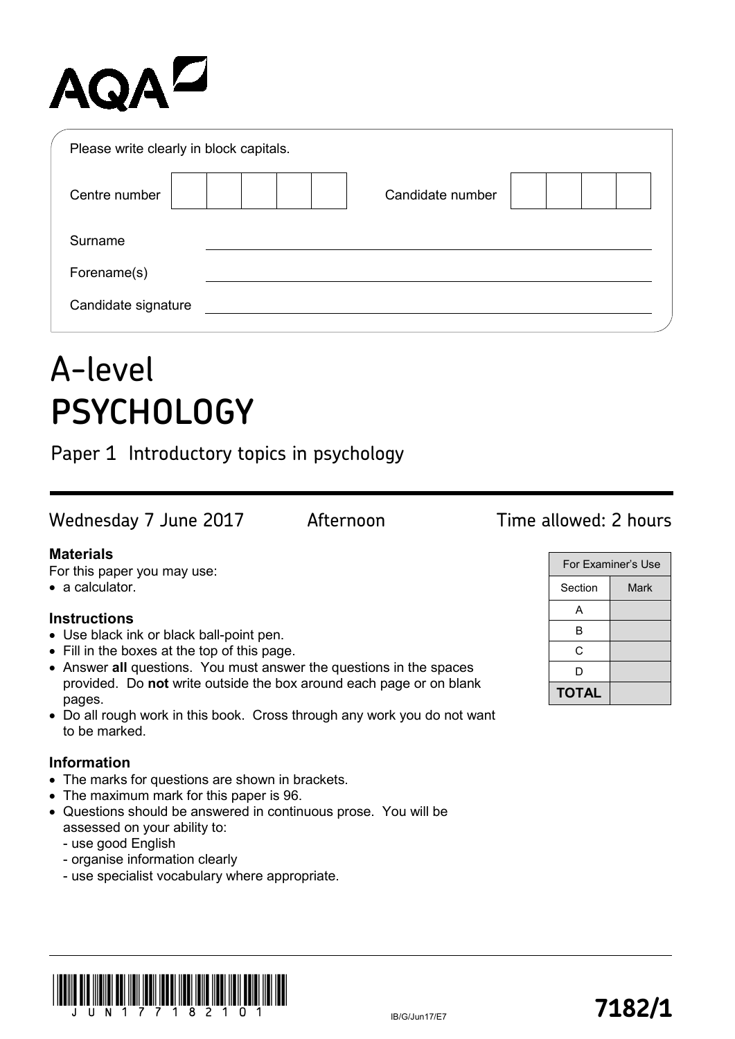AQA

Please write clearly in block capitals.

| Centre number | | Candidate number | |
|---|---|---|---|

Surname \_\_\_\_\_\_\_\_\_\_\_\_\_\_\_\_\_\_\_\_\_\_\_\_\_\_\_\_\_\_\_\_\_\_\_\_\_\_\_\_

Forename(s) \_\_\_\_\_\_\_\_\_\_\_\_\_\_\_\_\_\_\_\_\_\_\_\_\_\_\_\_\_\_\_\_\_\_\_\_\_\_\_\_

Candidate signature \_\_\_\_\_\_\_\_\_\_\_\_\_\_\_\_\_\_\_\_\_\_\_\_\_\_\_\_\_\_\_\_\_\_\_\_\_\_\_\_

# A-level
# PSYCHOLOGY

## Paper 1 Introductory topics in psychology

Wednesday 7 June 2017 Afternoon Time allowed: 2 hours

**Materials**

For this paper you may use:
- a calculator.

**Instructions**
- Use black ink or black ball-point pen.
- Fill in the boxes at the top of this page.
- Answer **all** questions. You must answer the questions in the spaces provided. Do **not** write outside the box around each page or on blank pages.
- Do all rough work in this book. Cross through any work you do not want to be marked.

**Information**
- The marks for questions are shown in brackets.
- The maximum mark for this paper is 96.
- Questions should be answered in continuous prose. You will be assessed on your ability to:
  - use good English
  - organise information clearly
  - use specialist vocabulary where appropriate.

| For Examiner's Use | |
|---|---|
| Section | Mark |
| A | |
| B | |
| C | |
| D | |
| **TOTAL** | |

JUN1771821O1

IB/G/Jun17/E7

**7182/1**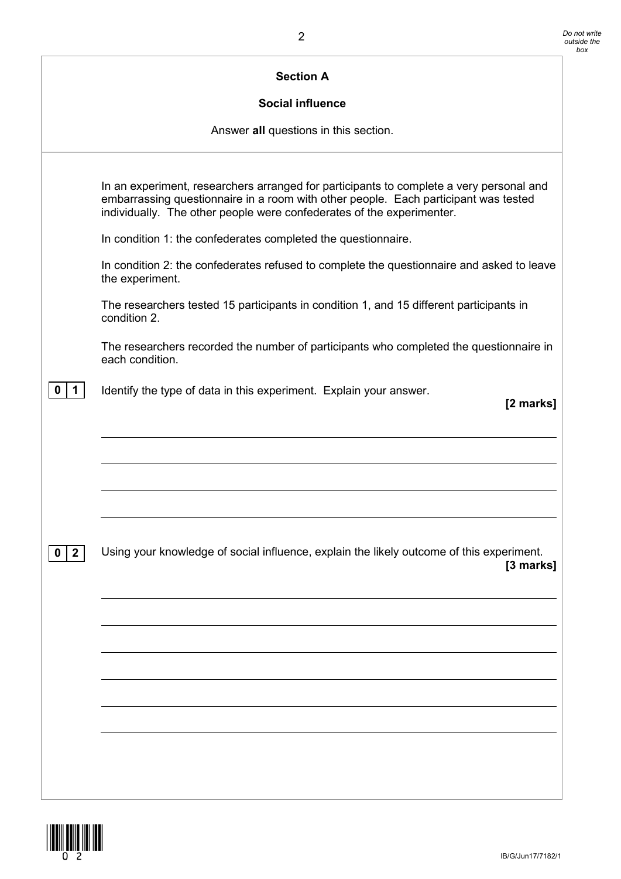## Section A

### Social influence

Answer **all** questions in this section.

In an experiment, researchers arranged for participants to complete a very personal and embarrassing questionnaire in a room with other people. Each participant was tested individually. The other people were confederates of the experimenter.

In condition 1: the confederates completed the questionnaire.

In condition 2: the confederates refused to complete the questionnaire and asked to leave the experiment.

The researchers tested 15 participants in condition 1, and 15 different participants in condition 2.

The researchers recorded the number of participants who completed the questionnaire in each condition.

**0 1** Identify the type of data in this experiment. Explain your answer.

**[2 marks]**

**0 2** Using your knowledge of social influence, explain the likely outcome of this experiment.

**[3 marks]**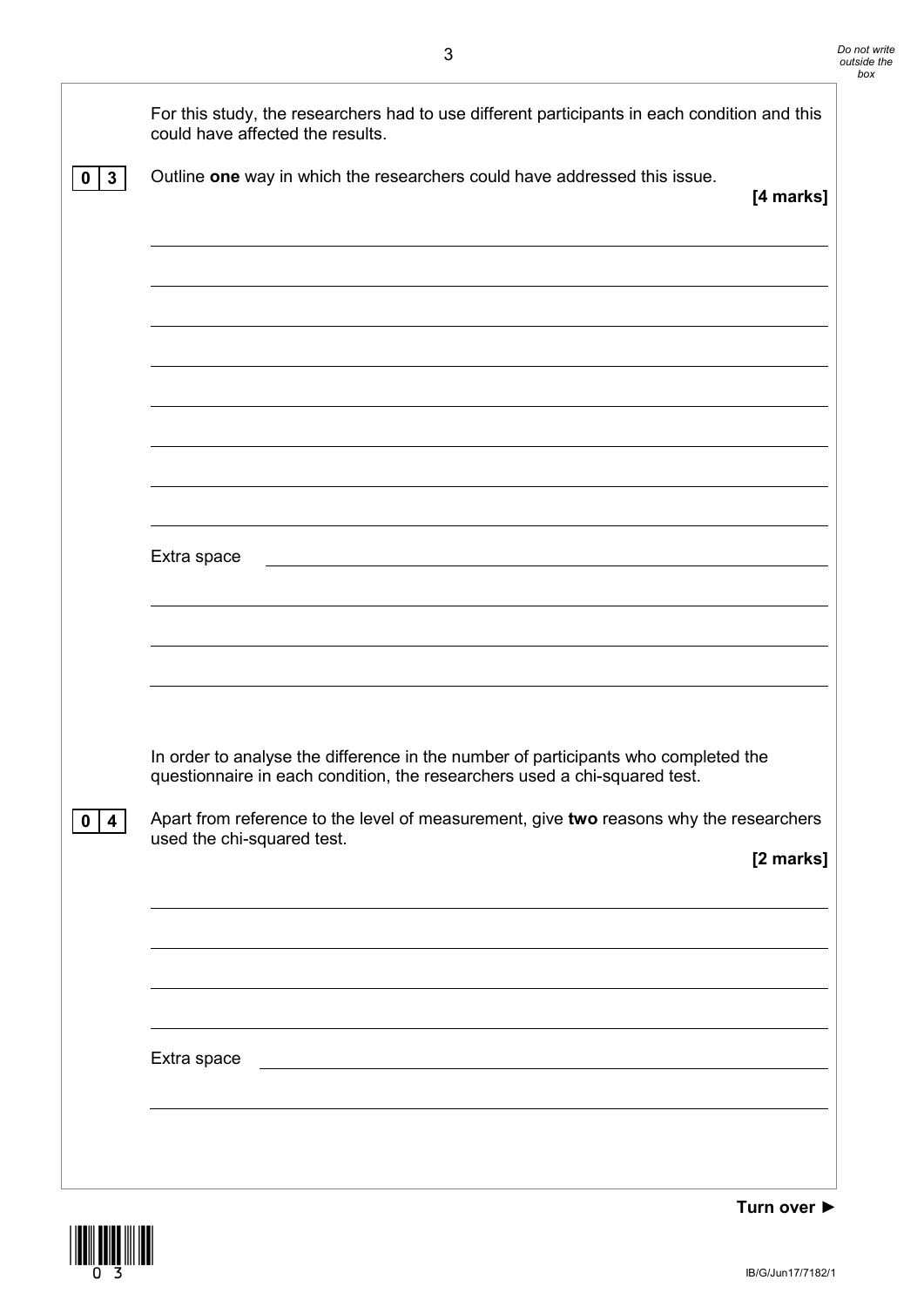For this study, the researchers had to use different participants in each condition and this could have affected the results.

**0 3** Outline **one** way in which the researchers could have addressed this issue.

**[4 marks]**

Extra space

In order to analyse the difference in the number of participants who completed the questionnaire in each condition, the researchers used a chi-squared test.

**0 4** Apart from reference to the level of measurement, give **two** reasons why the researchers used the chi-squared test.

**[2 marks]**

Extra space

**Turn over ►**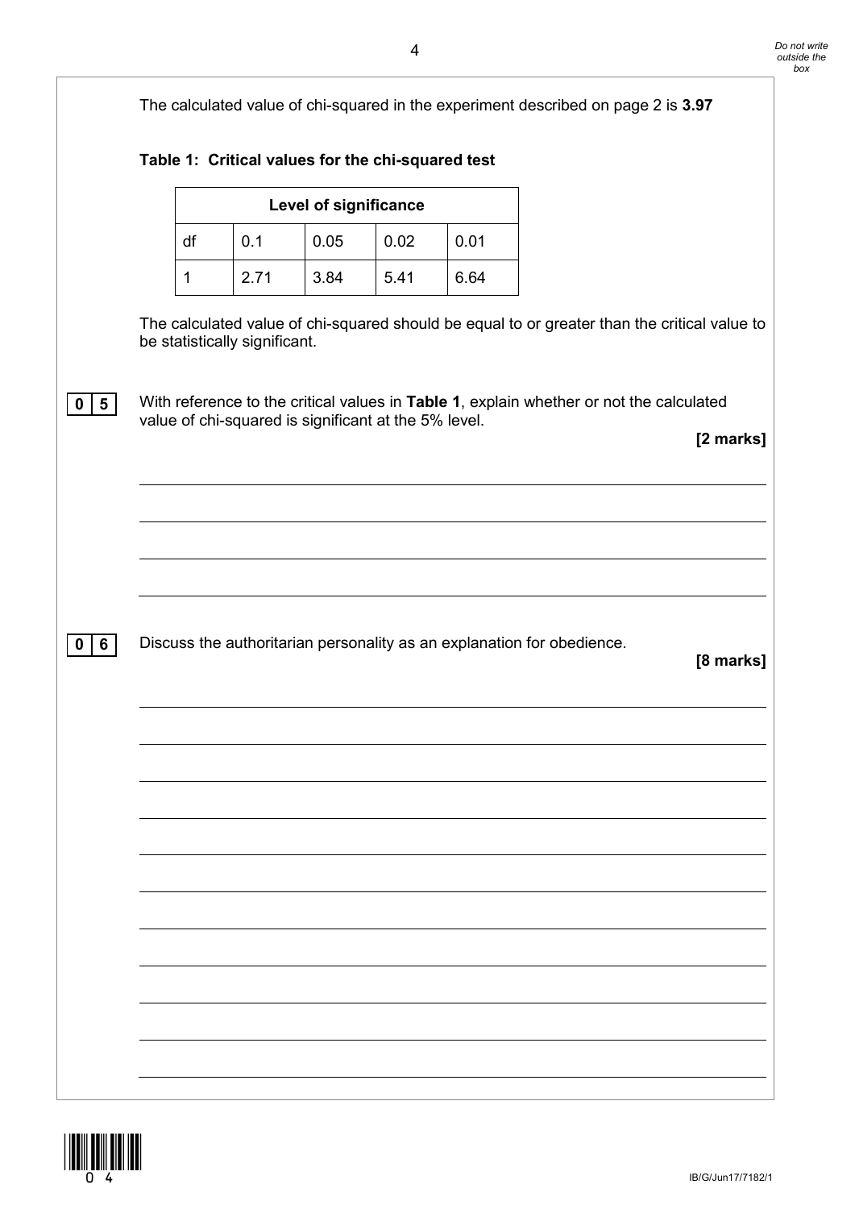The calculated value of chi-squared in the experiment described on page 2 is **3.97**

**Table 1: Critical values for the chi-squared test**

| Level of significance | | | | |
|---|---|---|---|---|
| df | 0.1 | 0.05 | 0.02 | 0.01 |
| 1 | 2.71 | 3.84 | 5.41 | 6.64 |

The calculated value of chi-squared should be equal to or greater than the critical value to be statistically significant.

**0 5** With reference to the critical values in **Table 1**, explain whether or not the calculated value of chi-squared is significant at the 5% level.

**[2 marks]**

**0 6** Discuss the authoritarian personality as an explanation for obedience.

**[8 marks]**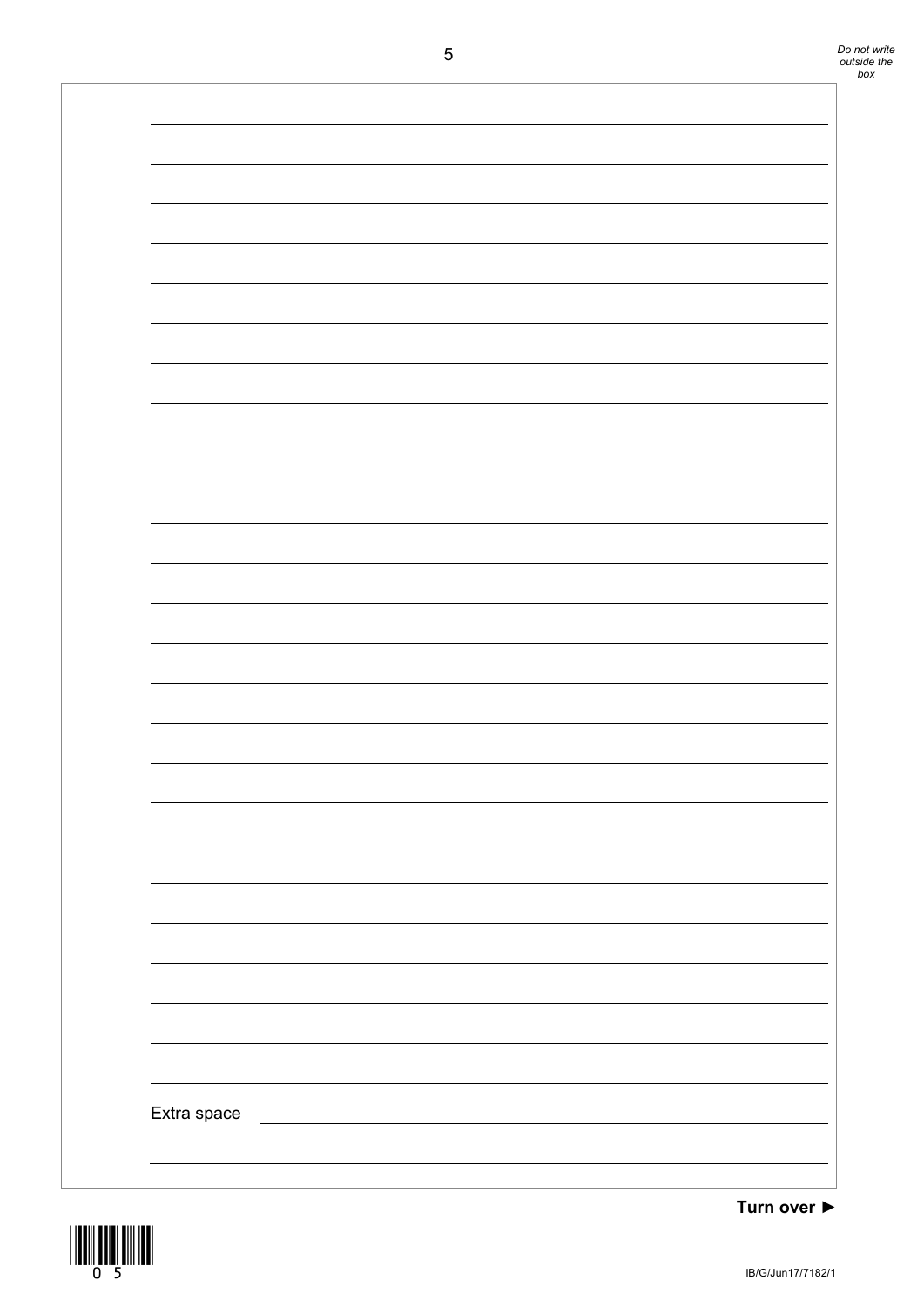Extra space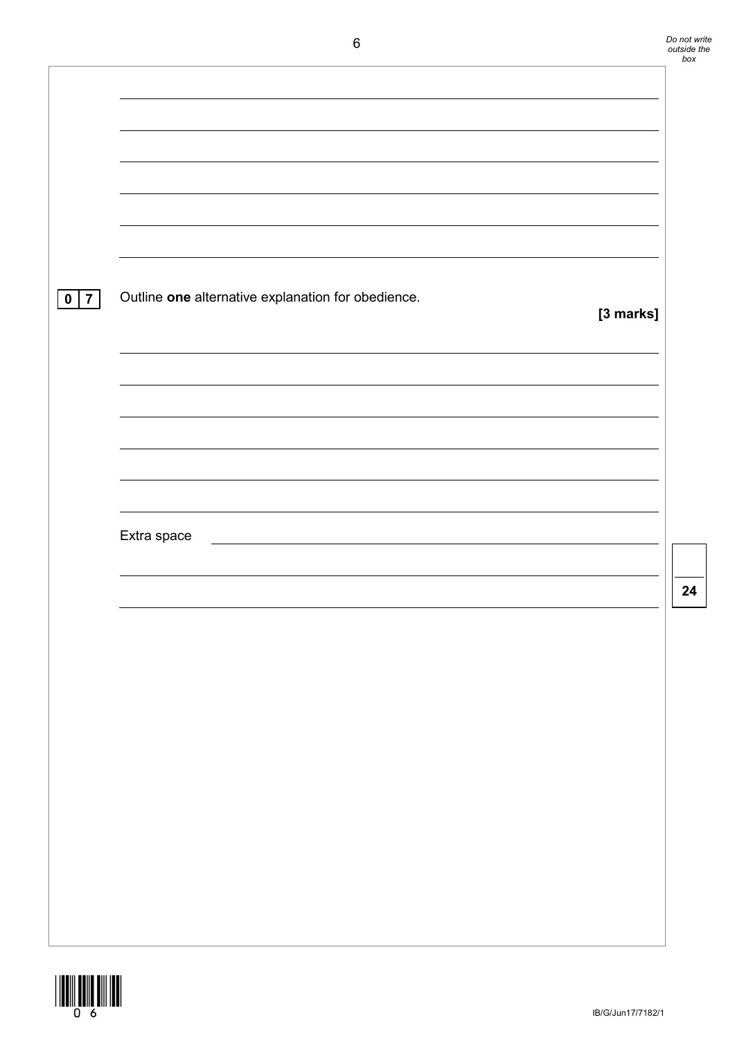**0 7** Outline **one** alternative explanation for obedience.

**[3 marks]**

Extra space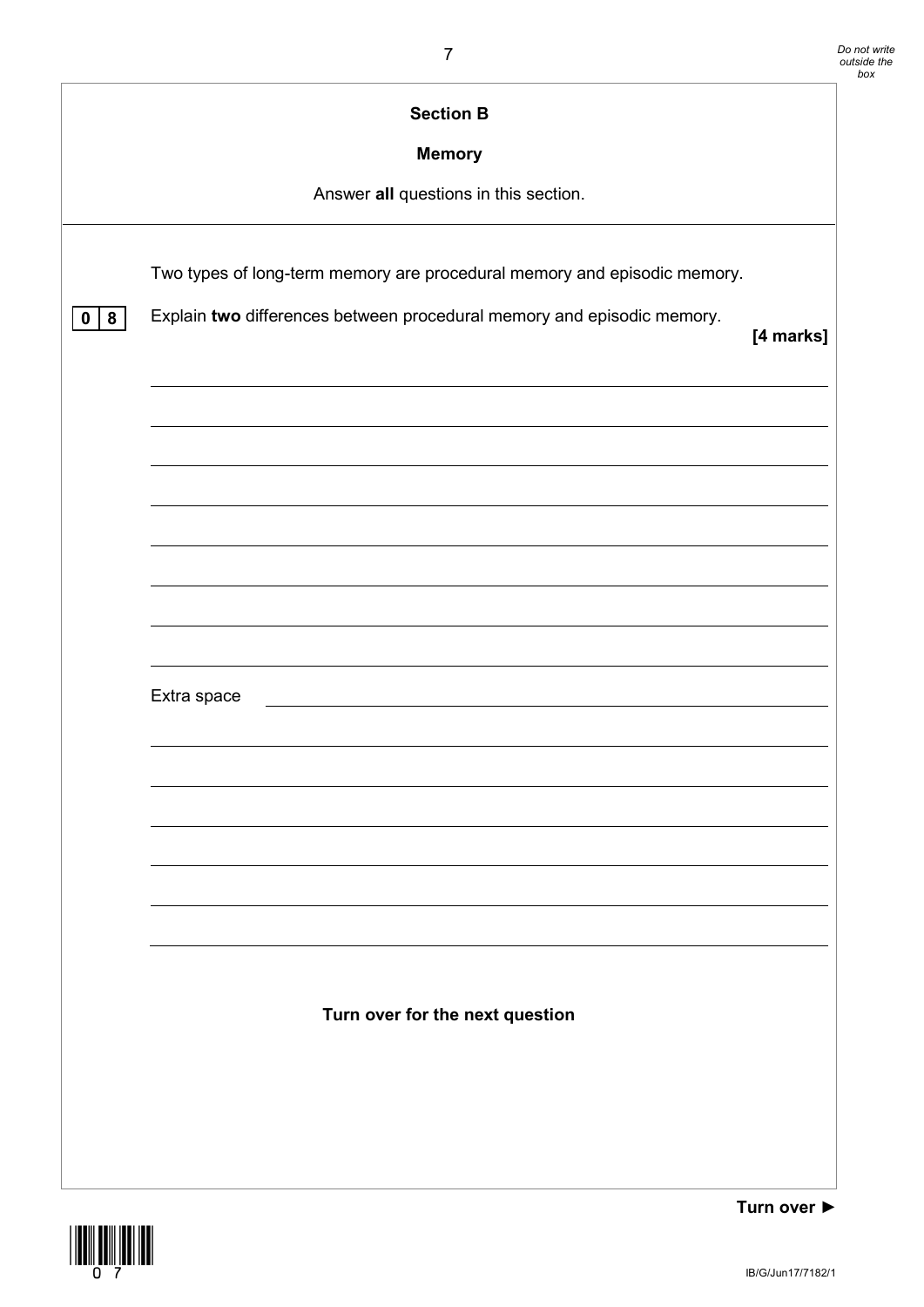## Section B

### Memory

Answer **all** questions in this section.

---

Two types of long-term memory are procedural memory and episodic memory.

**0 8** Explain **two** differences between procedural memory and episodic memory.

**[4 marks]**

Extra space

**Turn over for the next question**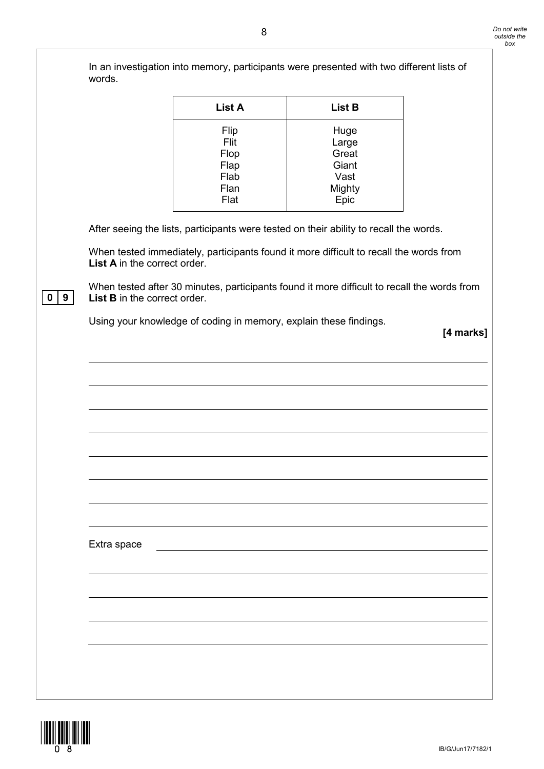In an investigation into memory, participants were presented with two different lists of words.

| List A | List B |
| --- | --- |
| Flip<br>Flit<br>Flop<br>Flap<br>Flab<br>Flan<br>Flat | Huge<br>Large<br>Great<br>Giant<br>Vast<br>Mighty<br>Epic |

After seeing the lists, participants were tested on their ability to recall the words.

When tested immediately, participants found it more difficult to recall the words from **List A** in the correct order.

**0 9** When tested after 30 minutes, participants found it more difficult to recall the words from **List B** in the correct order.

Using your knowledge of coding in memory, explain these findings.

**[4 marks]**

Extra space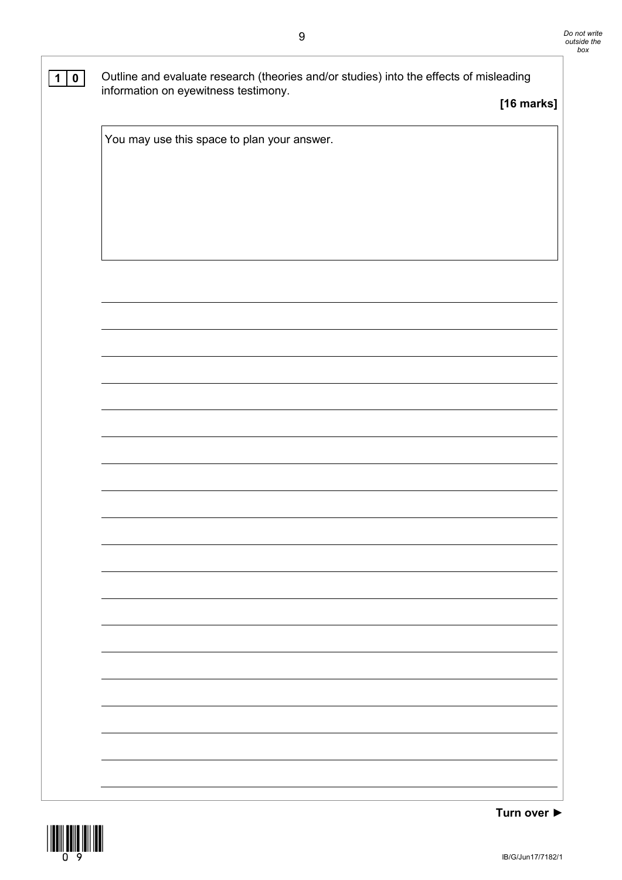**1 0** Outline and evaluate research (theories and/or studies) into the effects of misleading information on eyewitness testimony.

**[16 marks]**

You may use this space to plan your answer.

**Turn over ►**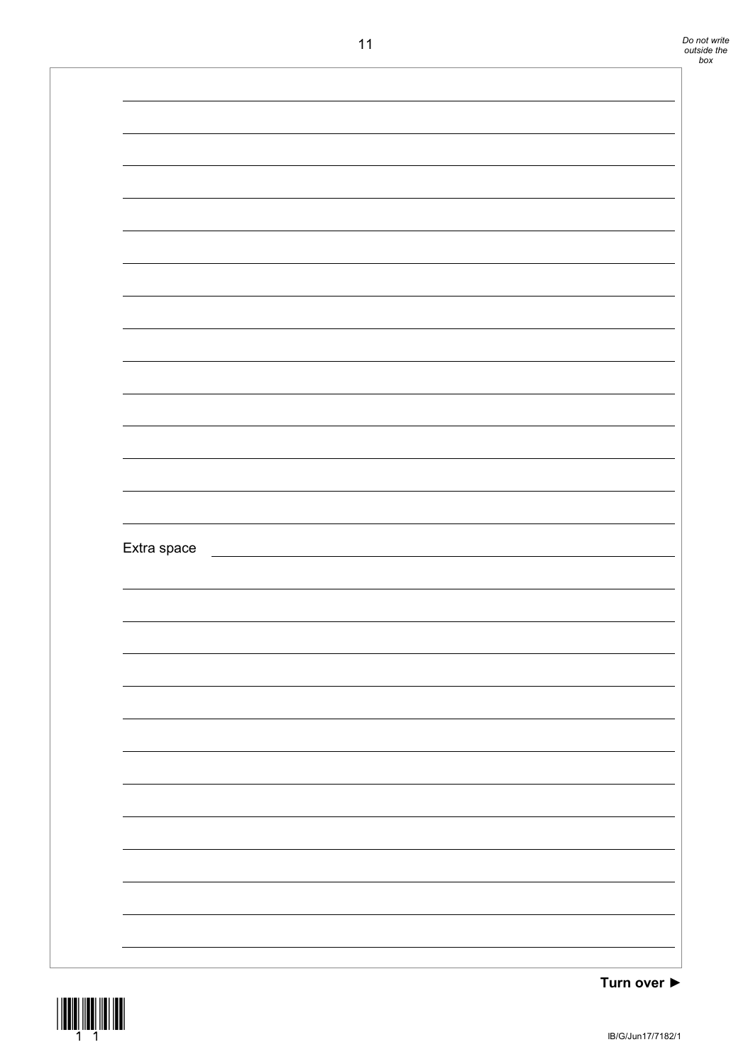Extra space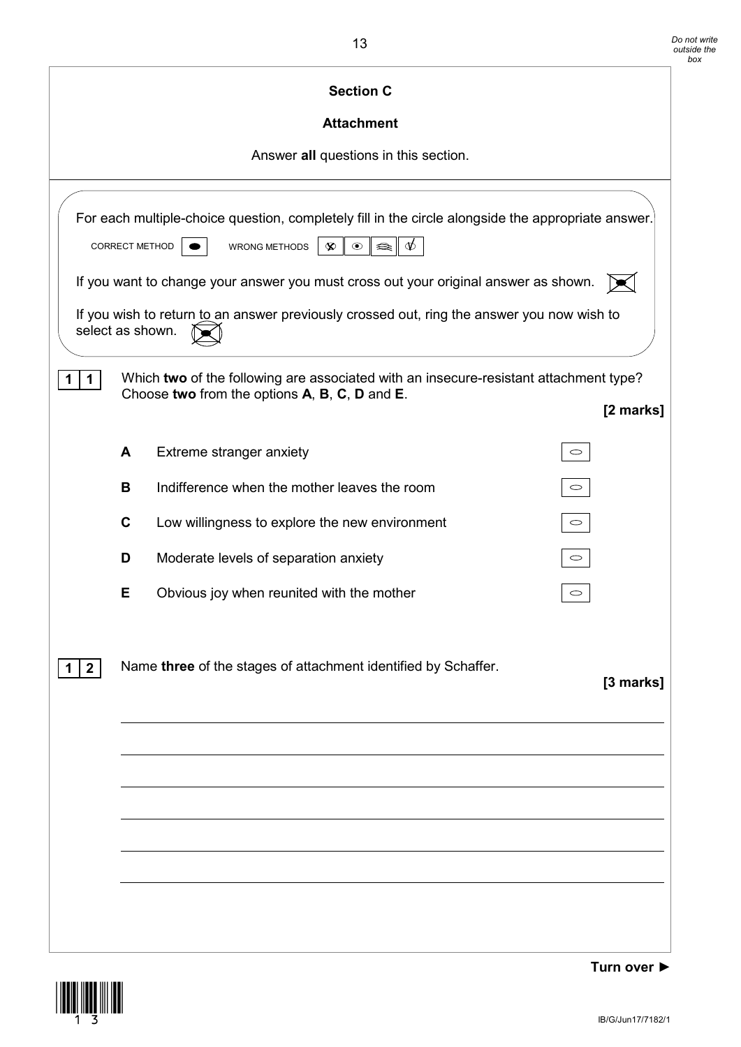## Section C

### Attachment

Answer **all** questions in this section.

For each multiple-choice question, completely fill in the circle alongside the appropriate answer.

CORRECT METHOD ● WRONG METHODS

If you want to change your answer you must cross out your original answer as shown.

If you wish to return to an answer previously crossed out, ring the answer you now wish to select as shown.

**1 1** Which **two** of the following are associated with an insecure-resistant attachment type? Choose **two** from the options **A**, **B**, **C**, **D** and **E**.

**[2 marks]**

**A** Extreme stranger anxiety ○

**B** Indifference when the mother leaves the room ○

**C** Low willingness to explore the new environment ○

**D** Moderate levels of separation anxiety ○

**E** Obvious joy when reunited with the mother ○

**1 2** Name **three** of the stages of attachment identified by Schaffer.

**[3 marks]**

**Turn over ►**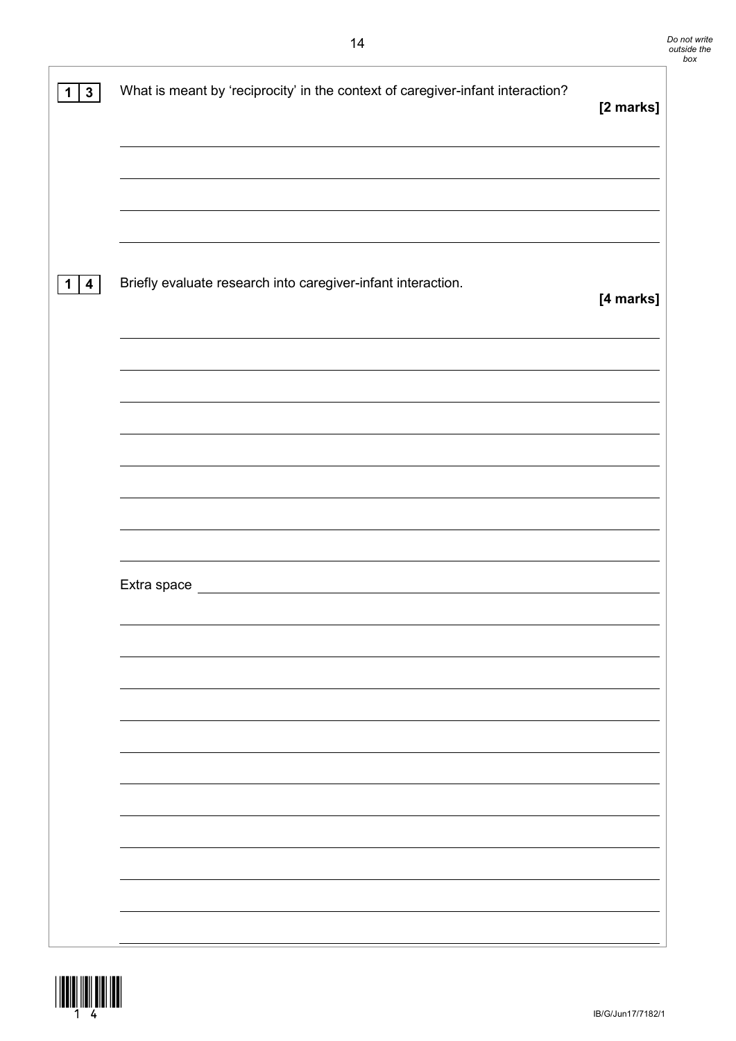**1 3** What is meant by 'reciprocity' in the context of caregiver-infant interaction?

**[2 marks]**

**1 4** Briefly evaluate research into caregiver-infant interaction.

**[4 marks]**

Extra space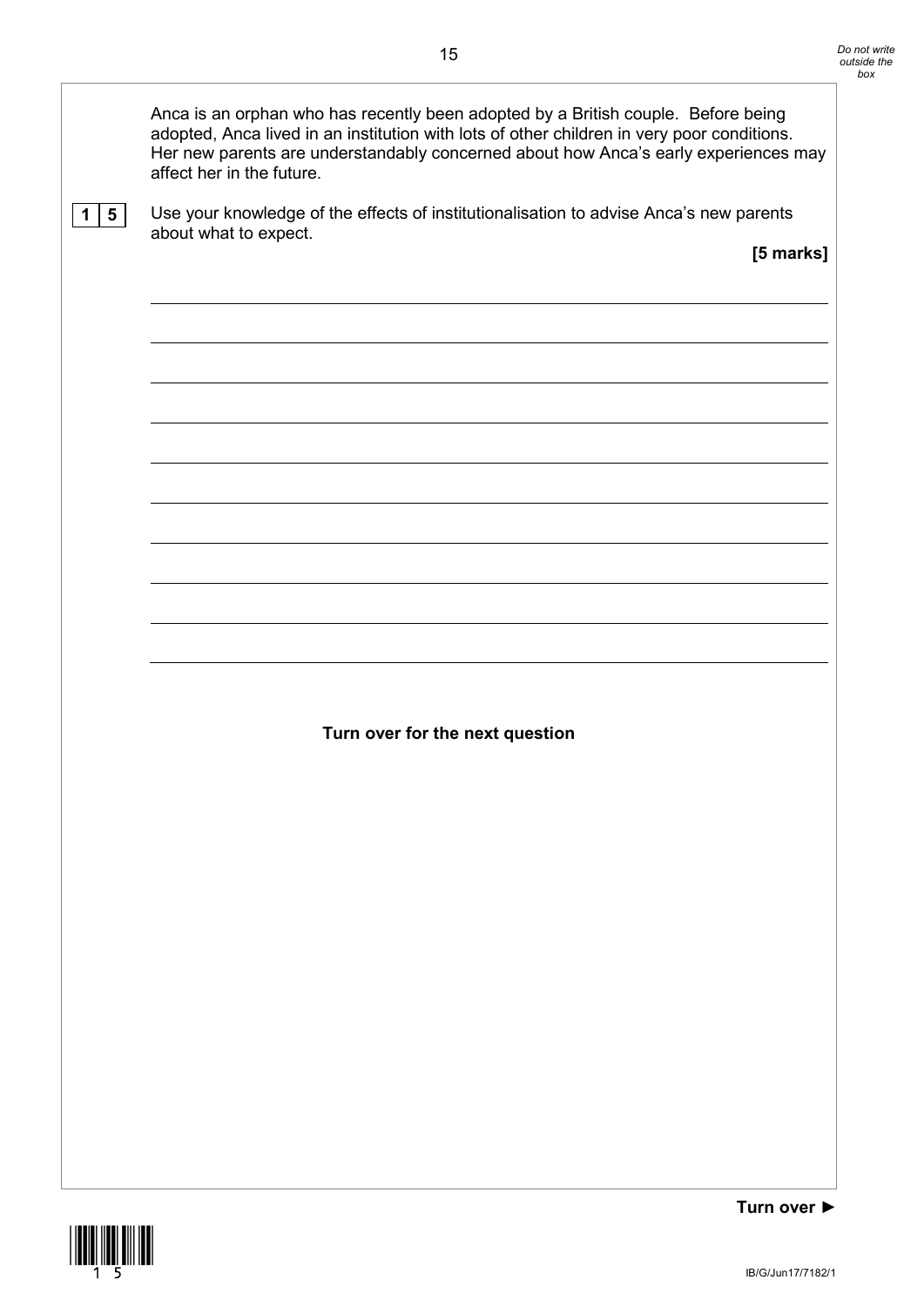Anca is an orphan who has recently been adopted by a British couple. Before being adopted, Anca lived in an institution with lots of other children in very poor conditions. Her new parents are understandably concerned about how Anca's early experiences may affect her in the future.

**1 5** Use your knowledge of the effects of institutionalisation to advise Anca's new parents about what to expect.

**[5 marks]**

**Turn over for the next question**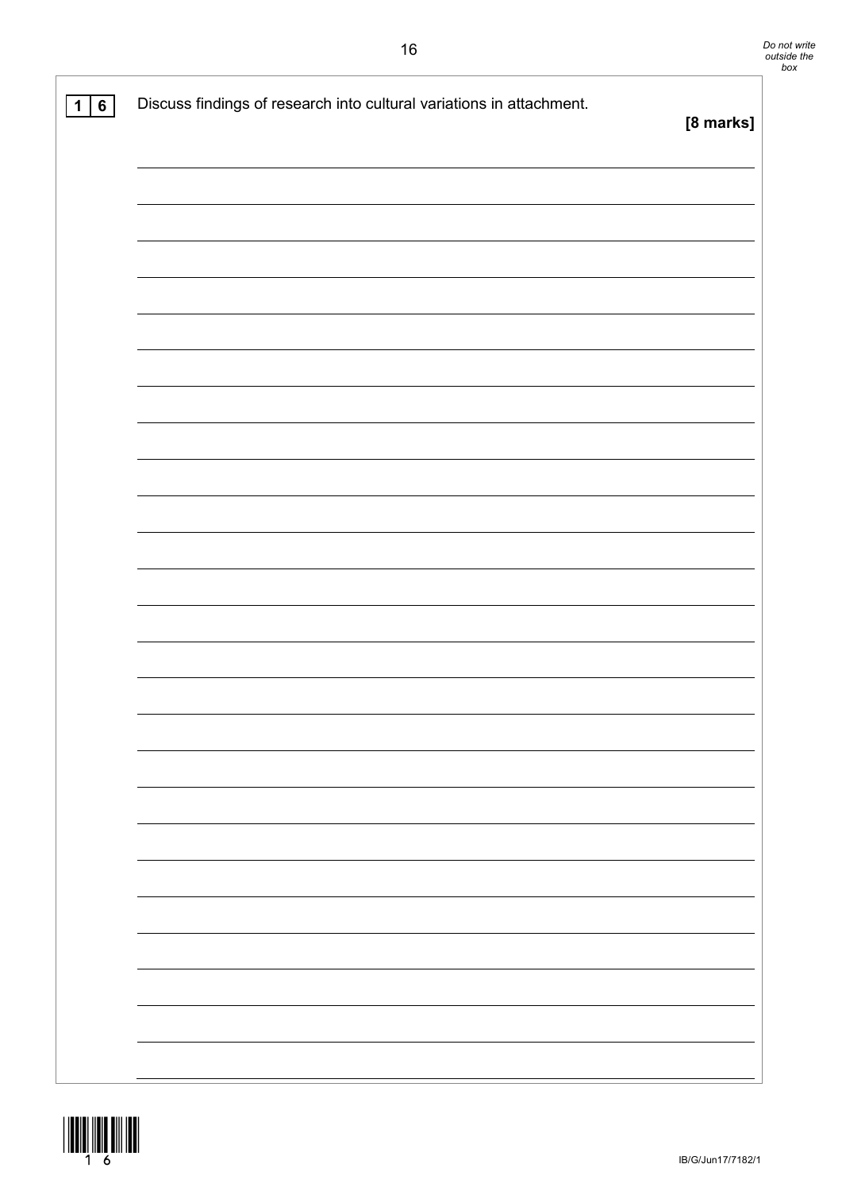**1 6** Discuss findings of research into cultural variations in attachment.

**[8 marks]**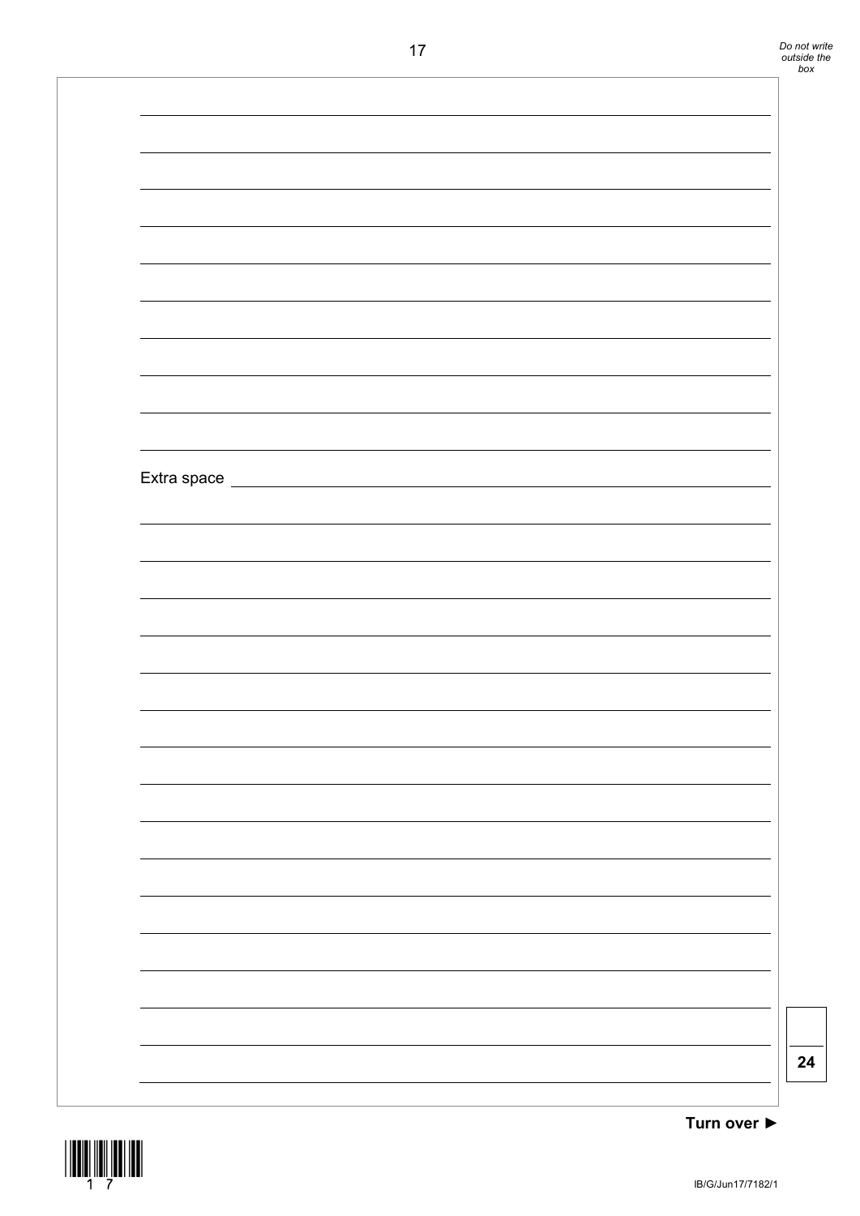Extra space

24

**Turn over ►**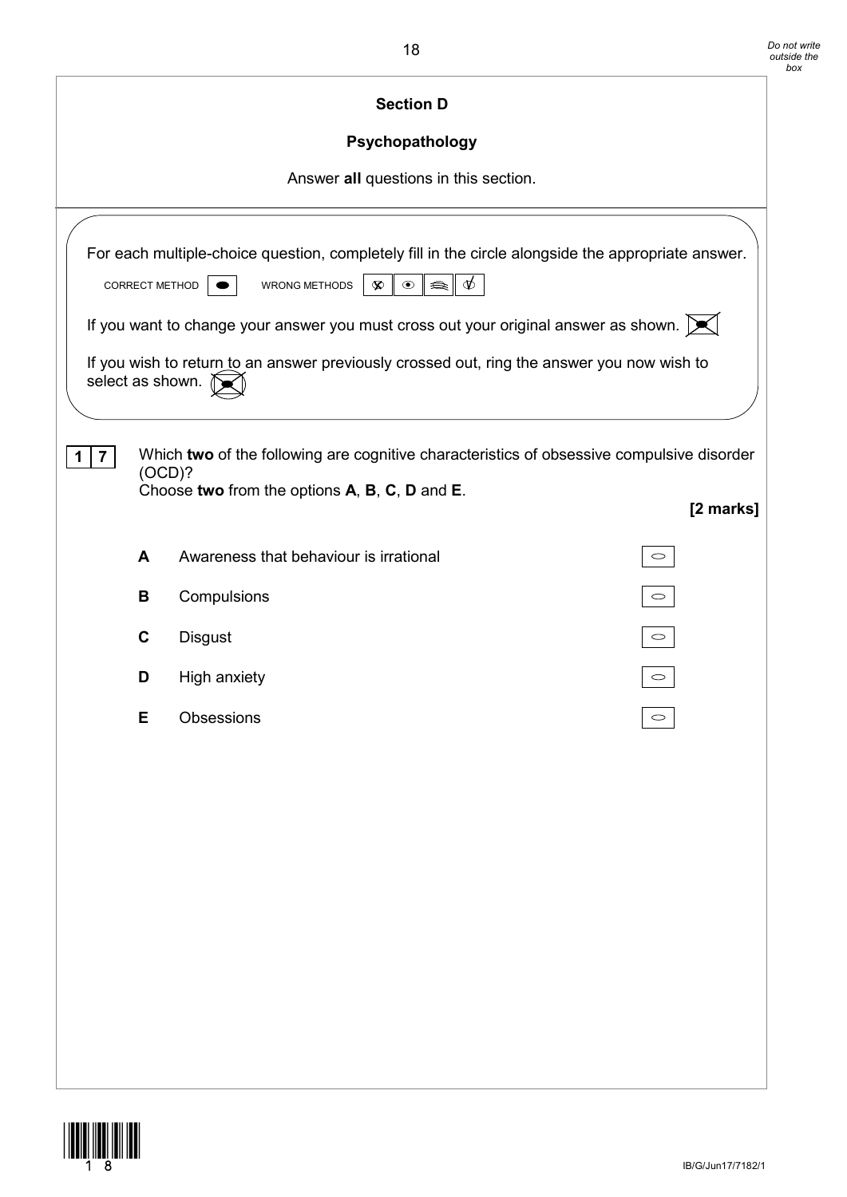## Section D

## Psychopathology

Answer **all** questions in this section.

For each multiple-choice question, completely fill in the circle alongside the appropriate answer.

CORRECT METHOD WRONG METHODS

If you want to change your answer you must cross out your original answer as shown.

If you wish to return to an answer previously crossed out, ring the answer you now wish to select as shown.

**1 7** Which **two** of the following are cognitive characteristics of obsessive compulsive disorder (OCD)?
Choose **two** from the options **A**, **B**, **C**, **D** and **E**.

**[2 marks]**

**A** Awareness that behaviour is irrational ○

**B** Compulsions ○

**C** Disgust ○

**D** High anxiety ○

**E** Obsessions ○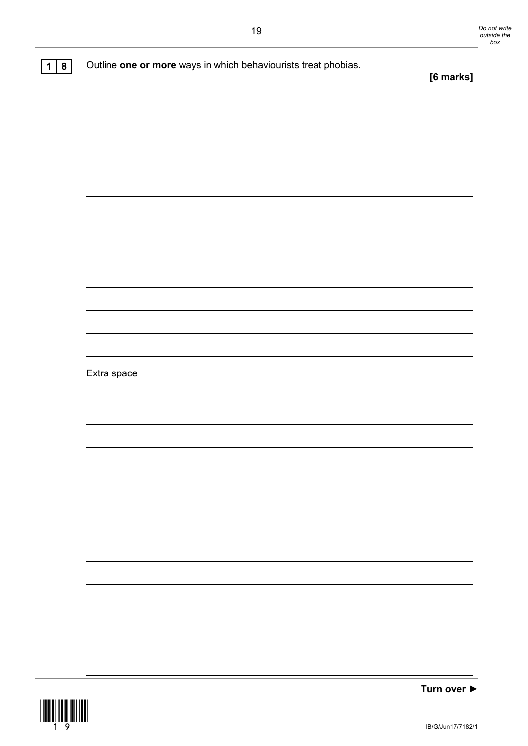**1 8** Outline **one or more** ways in which behaviourists treat phobias.

**[6 marks]**

Extra space

Turn over ►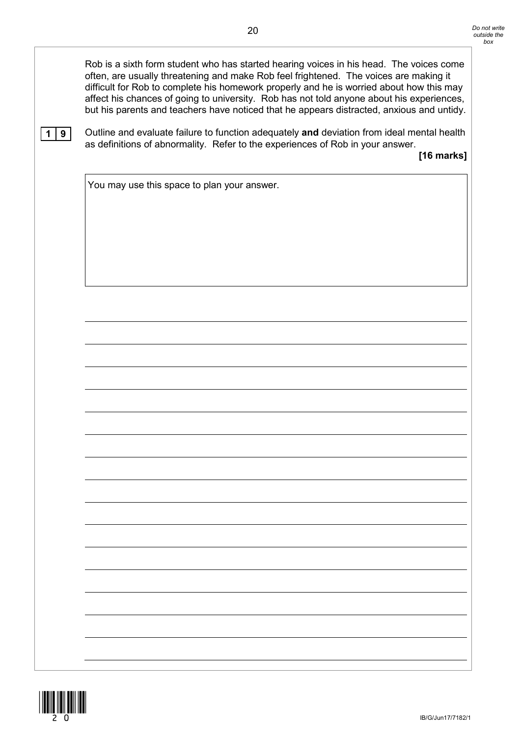Rob is a sixth form student who has started hearing voices in his head. The voices come often, are usually threatening and make Rob feel frightened. The voices are making it difficult for Rob to complete his homework properly and he is worried about how this may affect his chances of going to university. Rob has not told anyone about his experiences, but his parents and teachers have noticed that he appears distracted, anxious and untidy.

**1 9** Outline and evaluate failure to function adequately **and** deviation from ideal mental health as definitions of abnormality. Refer to the experiences of Rob in your answer.

**[16 marks]**

You may use this space to plan your answer.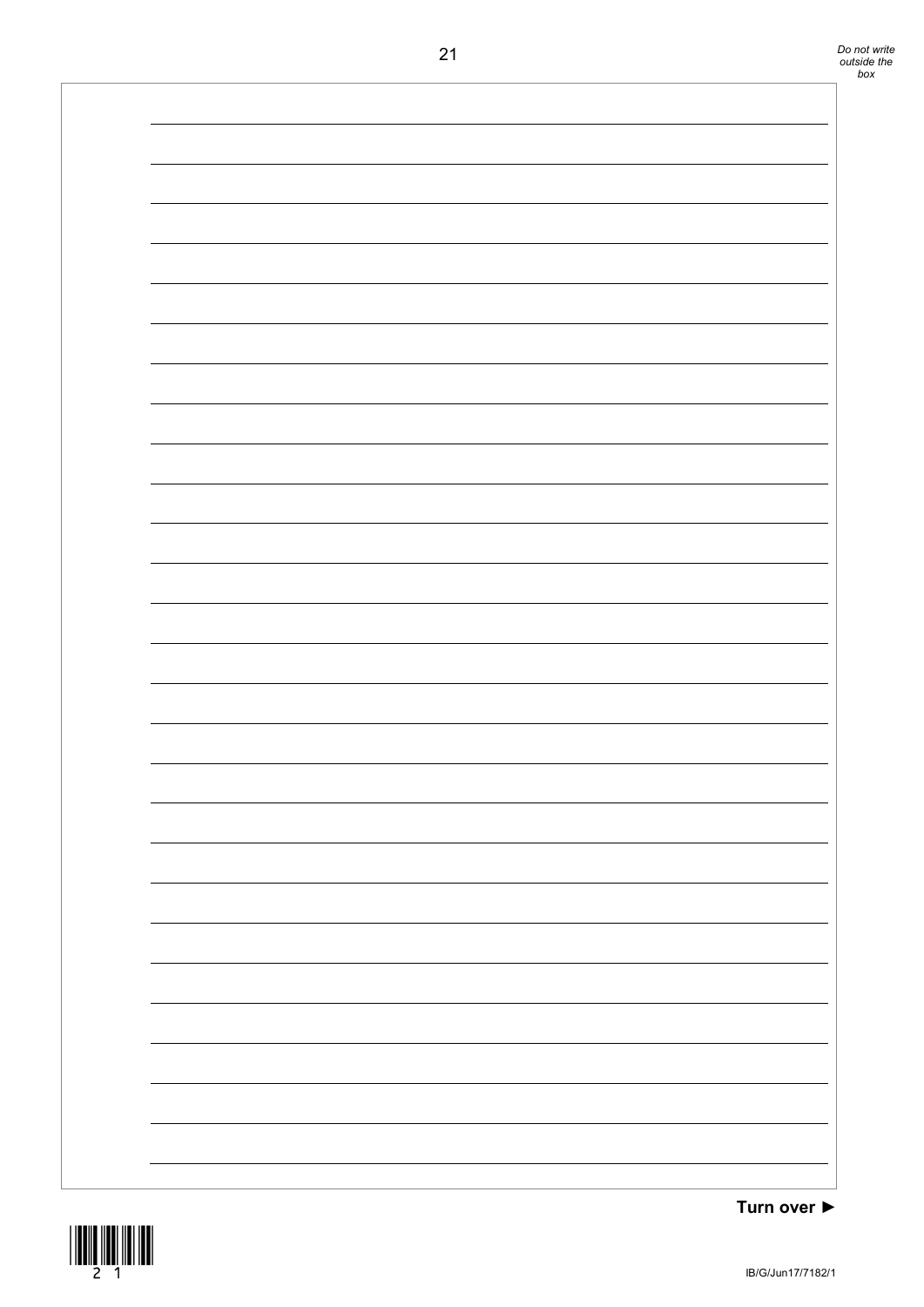Turn over ►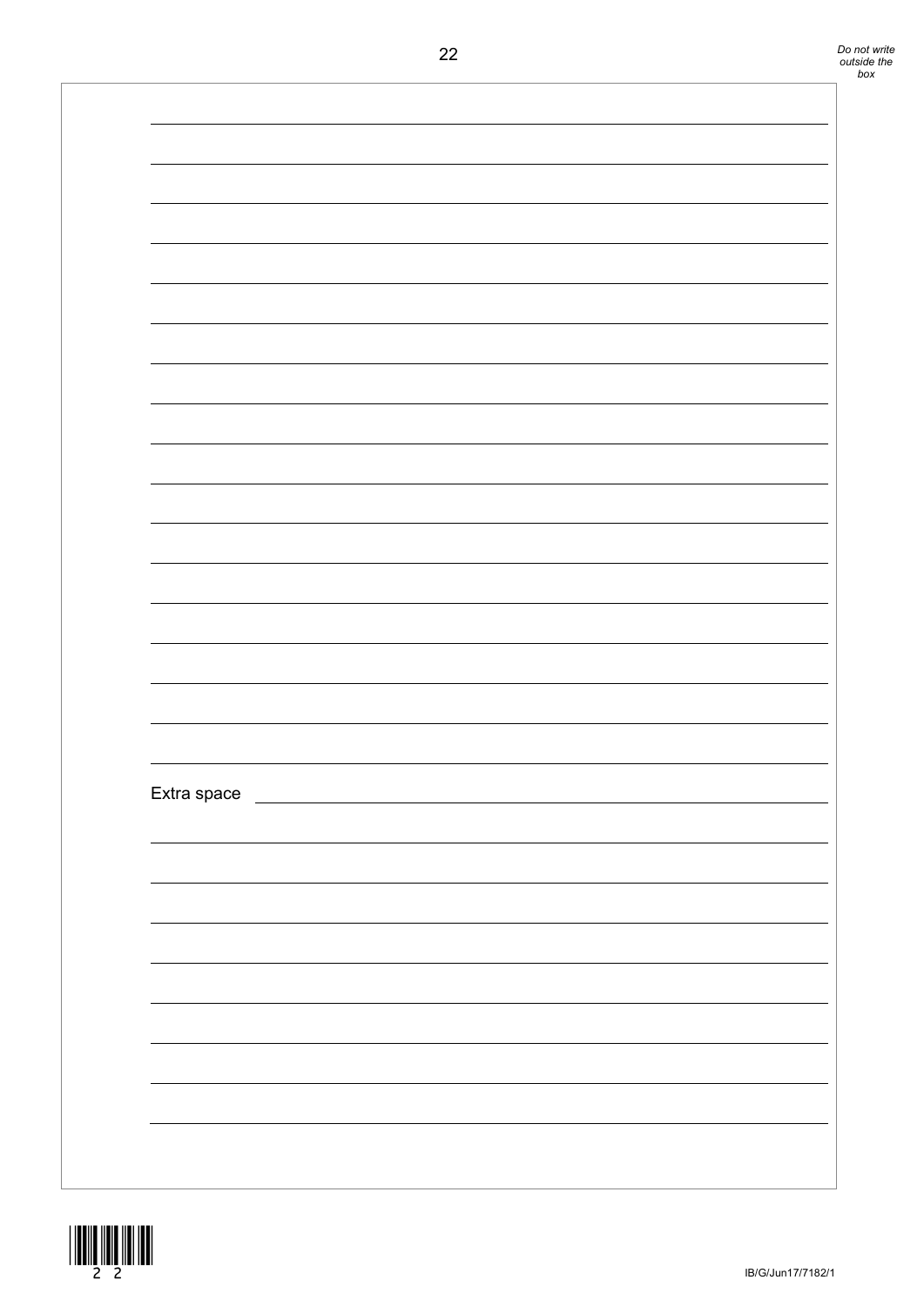Extra space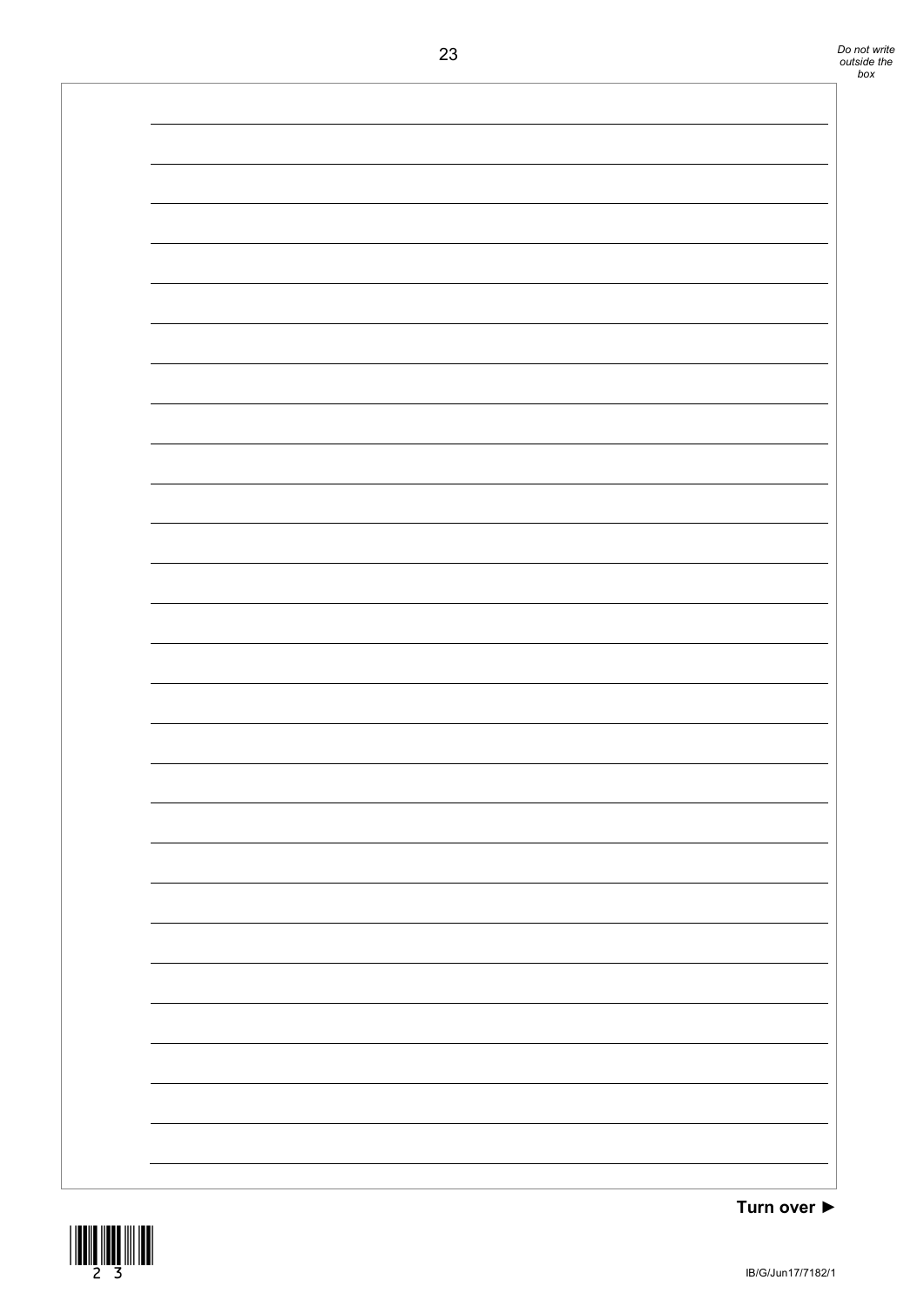**Turn over ►**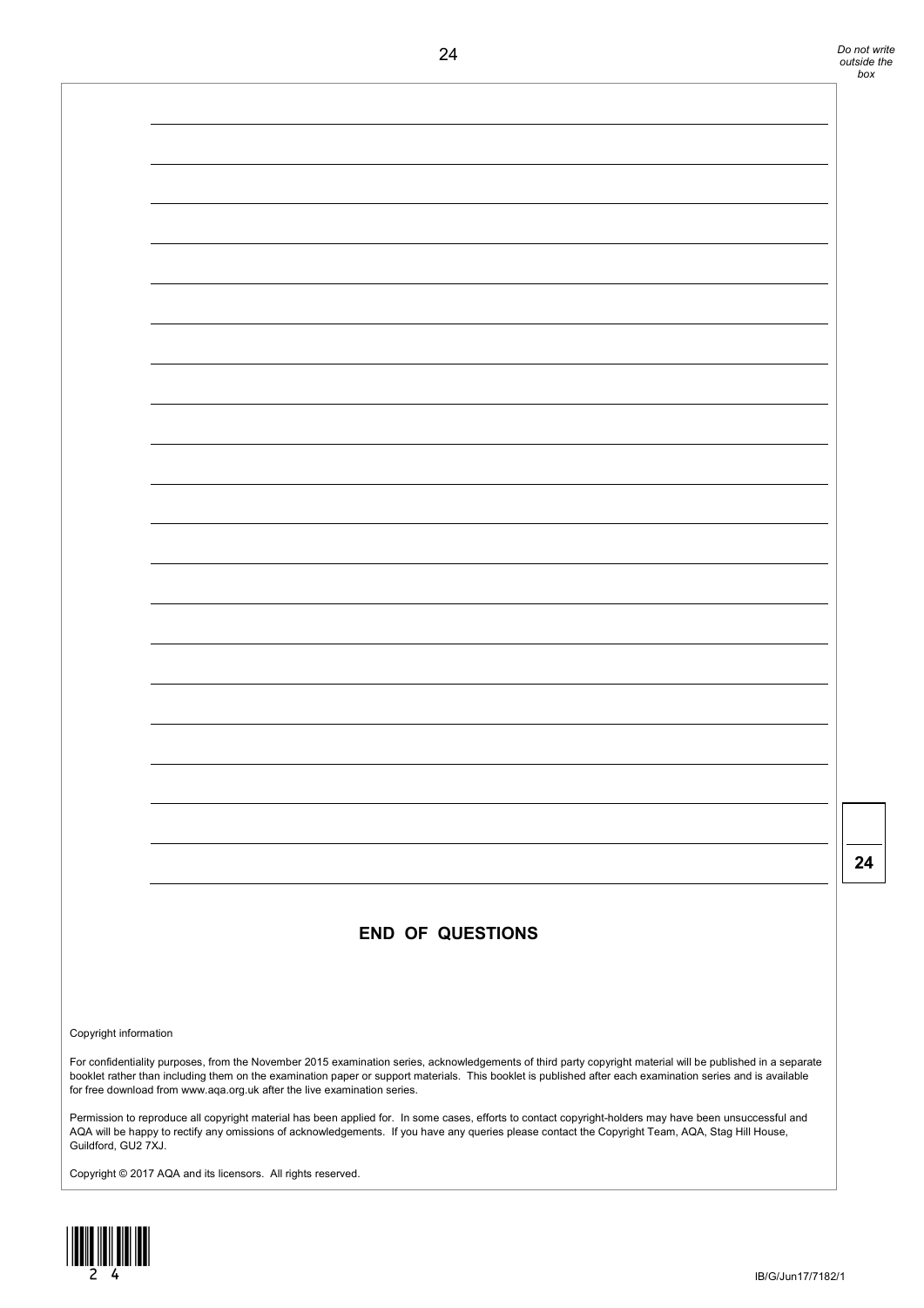**END OF QUESTIONS**

Copyright information

For confidentiality purposes, from the November 2015 examination series, acknowledgements of third party copyright material will be published in a separate booklet rather than including them on the examination paper or support materials. This booklet is published after each examination series and is available for free download from www.aqa.org.uk after the live examination series.

Permission to reproduce all copyright material has been applied for. In some cases, efforts to contact copyright-holders may have been unsuccessful and AQA will be happy to rectify any omissions of acknowledgements. If you have any queries please contact the Copyright Team, AQA, Stag Hill House, Guildford, GU2 7XJ.

Copyright © 2017 AQA and its licensors. All rights reserved.